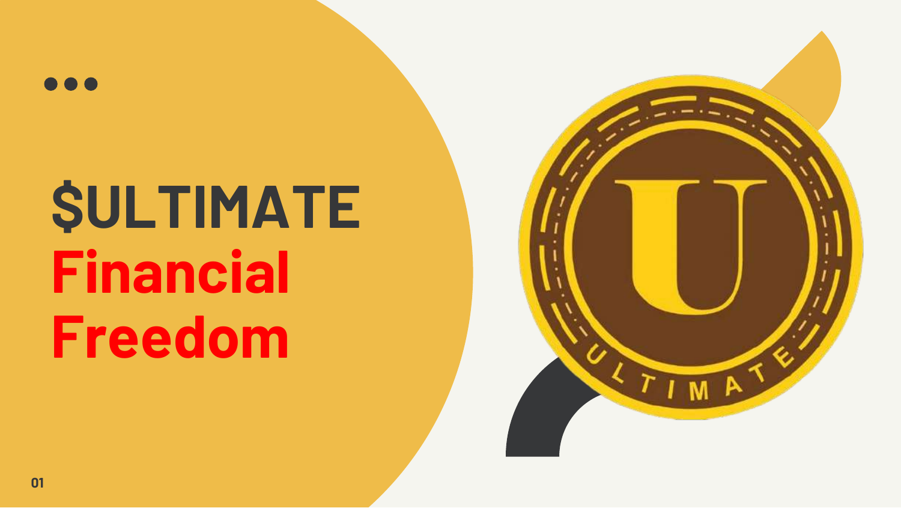# $ULTIMATE

## Financial Freedom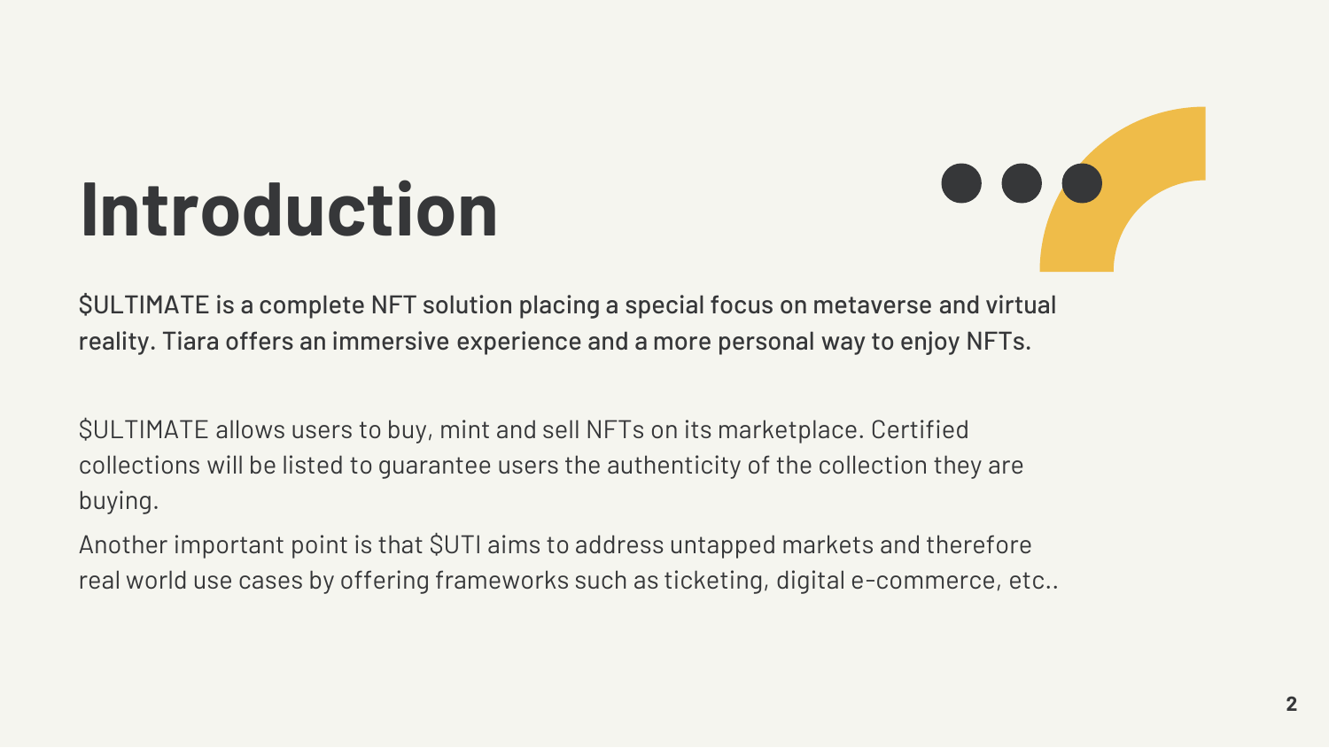# Introduction

$ULTIMATE is a complete NFT solution placing a special focus on metaverse and virtual reality. Tiara offers an immersive experience and a more personal way to enjoy NFTs.

$ULTIMATE allows users to buy, mint and sell NFTs on its marketplace. Certified collections will be listed to guarantee users the authenticity of the collection they are buying.

Another important point is that $UTI aims to address untapped markets and therefore real world use cases by offering frameworks such as ticketing, digital e-commerce, etc..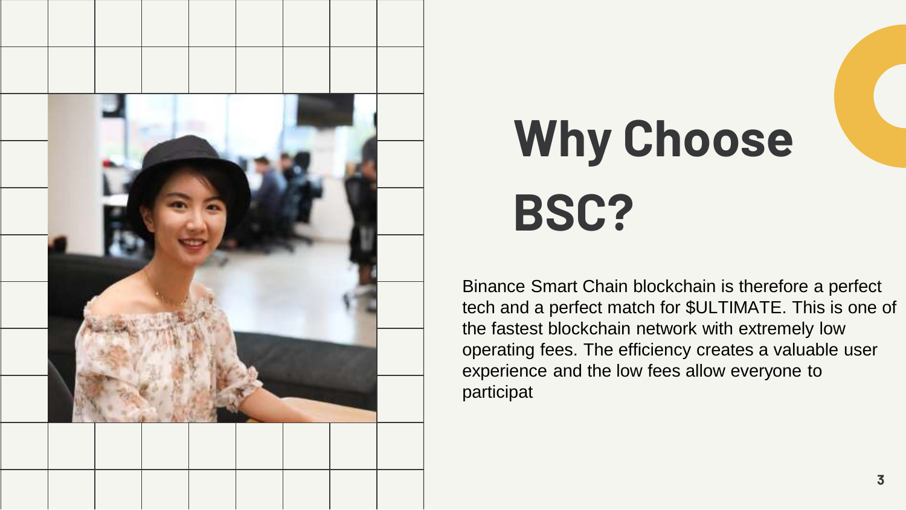# Why Choose BSC?

Binance Smart Chain blockchain is therefore a perfect tech and a perfect match for $ULTIMATE. This is one of the fastest blockchain network with extremely low operating fees. The efficiency creates a valuable user experience and the low fees allow everyone to participat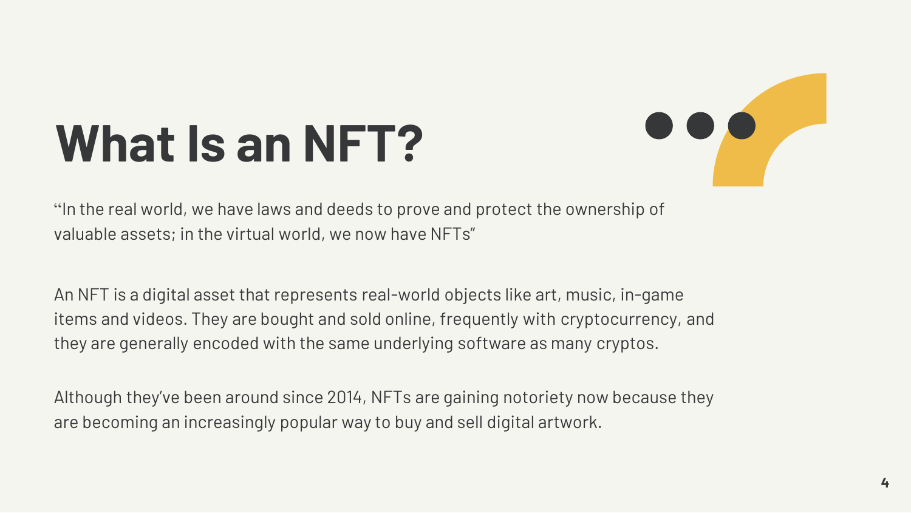# What Is an NFT?

“In the real world, we have laws and deeds to prove and protect the ownership of valuable assets; in the virtual world, we now have NFTs”

An NFT is a digital asset that represents real-world objects like art, music, in-game items and videos. They are bought and sold online, frequently with cryptocurrency, and they are generally encoded with the same underlying software as many cryptos.

Although they’ve been around since 2014, NFTs are gaining notoriety now because they are becoming an increasingly popular way to buy and sell digital artwork.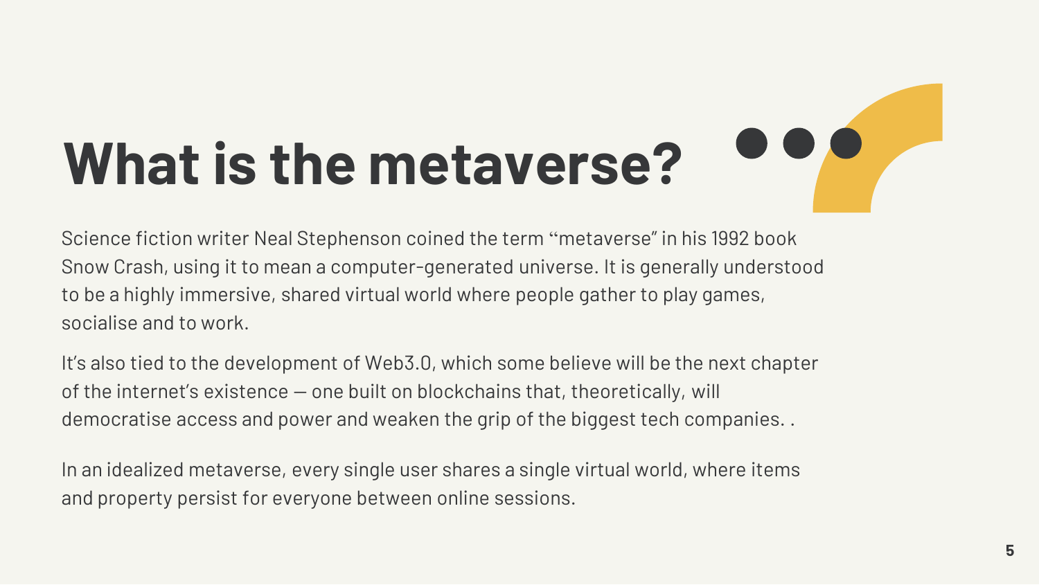# What is the metaverse?

Science fiction writer Neal Stephenson coined the term "metaverse" in his 1992 book Snow Crash, using it to mean a computer-generated universe. It is generally understood to be a highly immersive, shared virtual world where people gather to play games, socialise and to work.

It's also tied to the development of Web3.0, which some believe will be the next chapter of the internet's existence — one built on blockchains that, theoretically, will democratise access and power and weaken the grip of the biggest tech companies. .

In an idealized metaverse, every single user shares a single virtual world, where items and property persist for everyone between online sessions.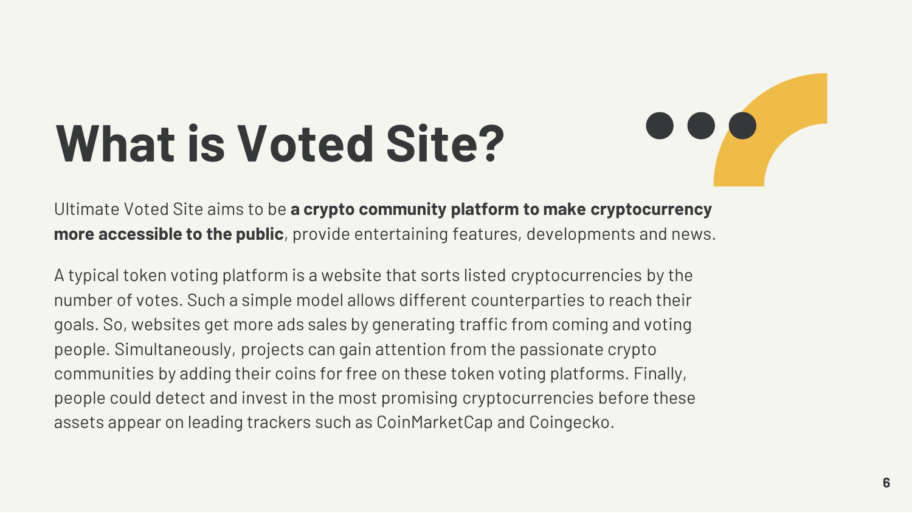# What is Voted Site?

Ultimate Voted Site aims to be **a crypto community platform to make cryptocurrency more accessible to the public**, provide entertaining features, developments and news.

A typical token voting platform is a website that sorts listed cryptocurrencies by the number of votes. Such a simple model allows different counterparties to reach their goals. So, websites get more ads sales by generating traffic from coming and voting people. Simultaneously, projects can gain attention from the passionate crypto communities by adding their coins for free on these token voting platforms. Finally, people could detect and invest in the most promising cryptocurrencies before these assets appear on leading trackers such as CoinMarketCap and Coingecko.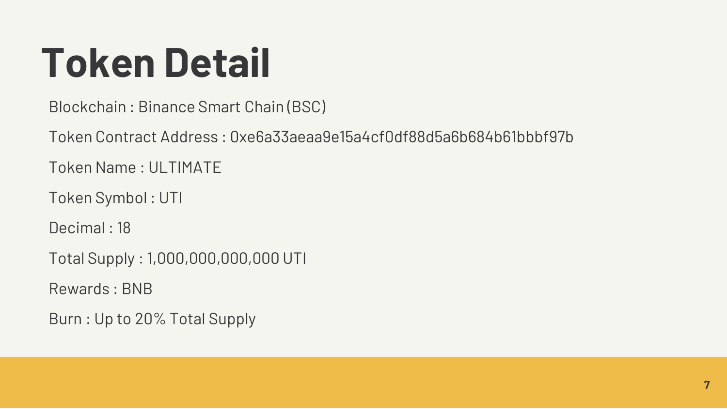# Token Detail

Blockchain : Binance Smart Chain (BSC)

Token Contract Address : 0xe6a33aeaa9e15a4cf0df88d5a6b684b61bbbf97b

Token Name : ULTIMATE

Token Symbol : UTI

Decimal : 18

Total Supply : 1,000,000,000,000 UTI

Rewards : BNB

Burn : Up to 20% Total Supply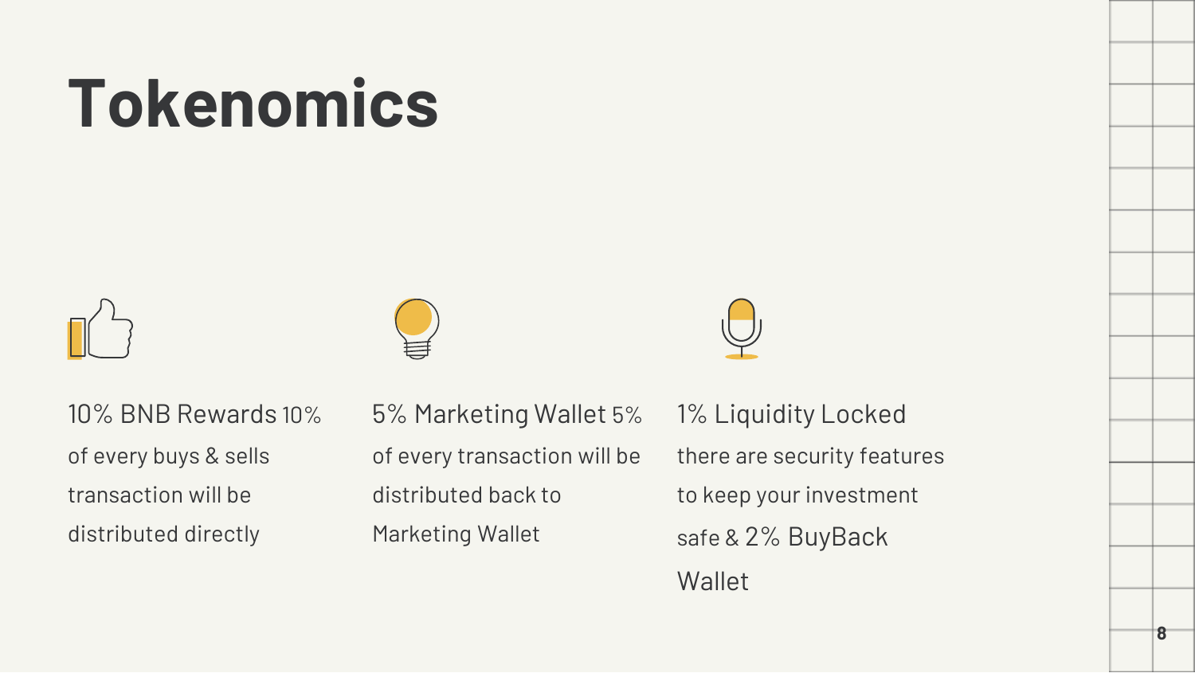# Tokenomics

10% BNB Rewards 10% of every buys & sells transaction will be distributed directly

5% Marketing Wallet 5% of every transaction will be distributed back to Marketing Wallet

1% Liquidity Locked there are security features to keep your investment safe & 2% BuyBack Wallet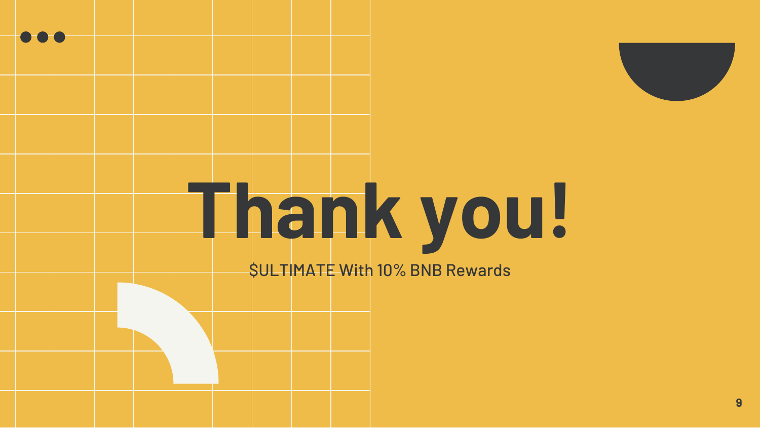# Thank you!

$ULTIMATE With 10% BNB Rewards